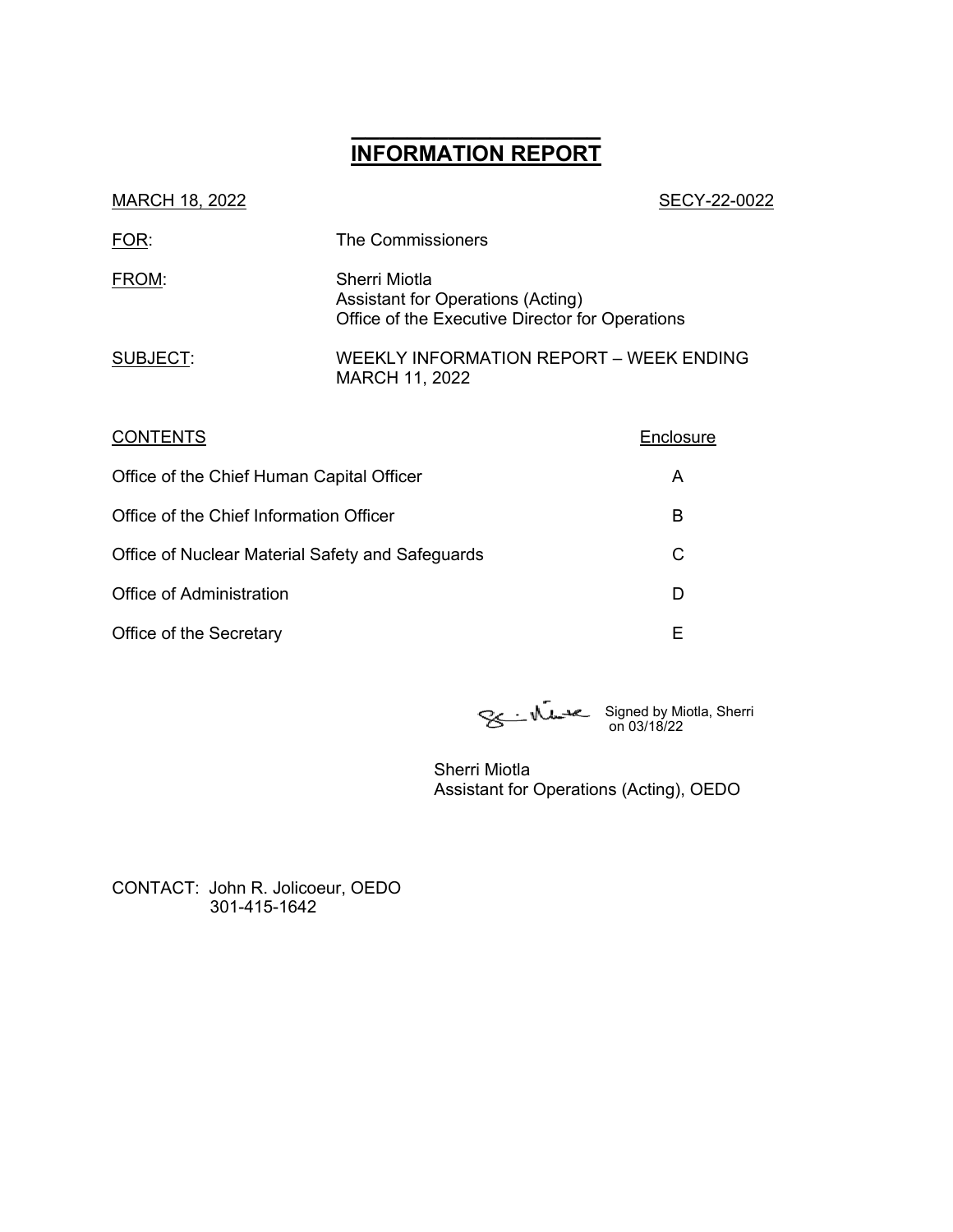# INFORMATION REPORT

MARCH 18, 2022 SECY-22-0022

FOR: The Commissioners

FROM: Sherri Miotla
Assistant for Operations (Acting)
Office of the Executive Director for Operations

SUBJECT: WEEKLY INFORMATION REPORT – WEEK ENDING MARCH 11, 2022

| CONTENTS | Enclosure |
|---|---|
| Office of the Chief Human Capital Officer | A |
| Office of the Chief Information Officer | B |
| Office of Nuclear Material Safety and Safeguards | C |
| Office of Administration | D |
| Office of the Secretary | E |

Signed by Miotla, Sherri on 03/18/22

Sherri Miotla
Assistant for Operations (Acting), OEDO

CONTACT: John R. Jolicoeur, OEDO
301-415-1642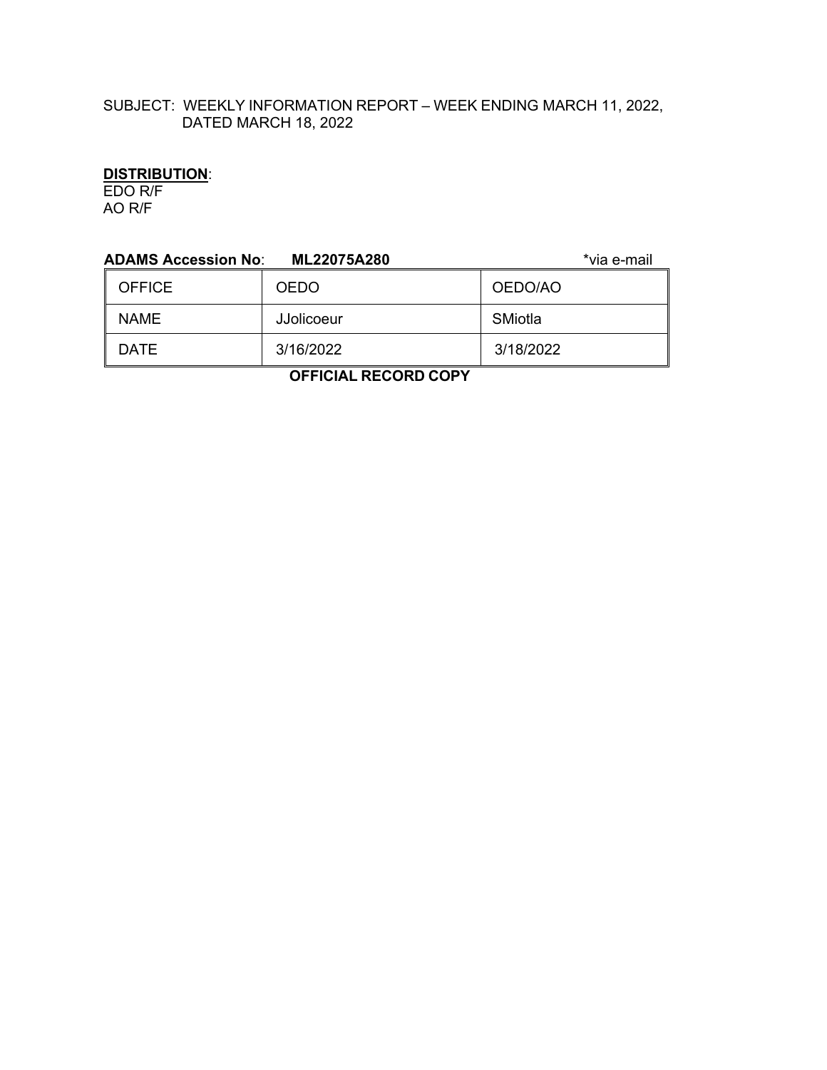SUBJECT: WEEKLY INFORMATION REPORT – WEEK ENDING MARCH 11, 2022, DATED MARCH 18, 2022

**DISTRIBUTION**:
EDO R/F
AO R/F

**ADAMS Accession No**: **ML22075A280** *via e-mail

| OFFICE | OEDO | OEDO/AO |
|---|---|---|
| NAME | JJolicoeur | SMiotla |
| DATE | 3/16/2022 | 3/18/2022 |

**OFFICIAL RECORD COPY**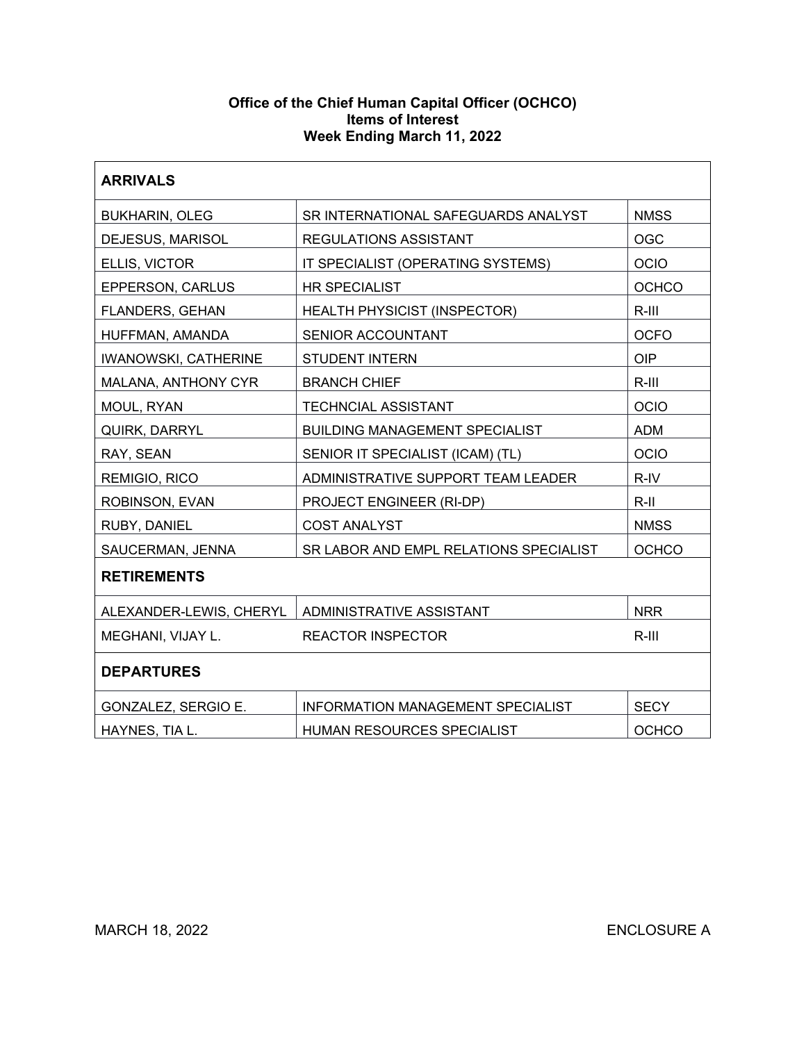**Office of the Chief Human Capital Officer (OCHCO)**
**Items of Interest**
**Week Ending March 11, 2022**

| **ARRIVALS** | | |
|---|---|---|
| BUKHARIN, OLEG | SR INTERNATIONAL SAFEGUARDS ANALYST | NMSS |
| DEJESUS, MARISOL | REGULATIONS ASSISTANT | OGC |
| ELLIS, VICTOR | IT SPECIALIST (OPERATING SYSTEMS) | OCIO |
| EPPERSON, CARLUS | HR SPECIALIST | OCHCO |
| FLANDERS, GEHAN | HEALTH PHYSICIST (INSPECTOR) | R-III |
| HUFFMAN, AMANDA | SENIOR ACCOUNTANT | OCFO |
| IWANOWSKI, CATHERINE | STUDENT INTERN | OIP |
| MALANA, ANTHONY CYR | BRANCH CHIEF | R-III |
| MOUL, RYAN | TECHNCIAL ASSISTANT | OCIO |
| QUIRK, DARRYL | BUILDING MANAGEMENT SPECIALIST | ADM |
| RAY, SEAN | SENIOR IT SPECIALIST (ICAM) (TL) | OCIO |
| REMIGIO, RICO | ADMINISTRATIVE SUPPORT TEAM LEADER | R-IV |
| ROBINSON, EVAN | PROJECT ENGINEER (RI-DP) | R-II |
| RUBY, DANIEL | COST ANALYST | NMSS |
| SAUCERMAN, JENNA | SR LABOR AND EMPL RELATIONS SPECIALIST | OCHCO |
| **RETIREMENTS** | | |
| ALEXANDER-LEWIS, CHERYL | ADMINISTRATIVE ASSISTANT | NRR |
| MEGHANI, VIJAY L. | REACTOR INSPECTOR | R-III |
| **DEPARTURES** | | |
| GONZALEZ, SERGIO E. | INFORMATION MANAGEMENT SPECIALIST | SECY |
| HAYNES, TIA L. | HUMAN RESOURCES SPECIALIST | OCHCO |

MARCH 18, 2022 ENCLOSURE A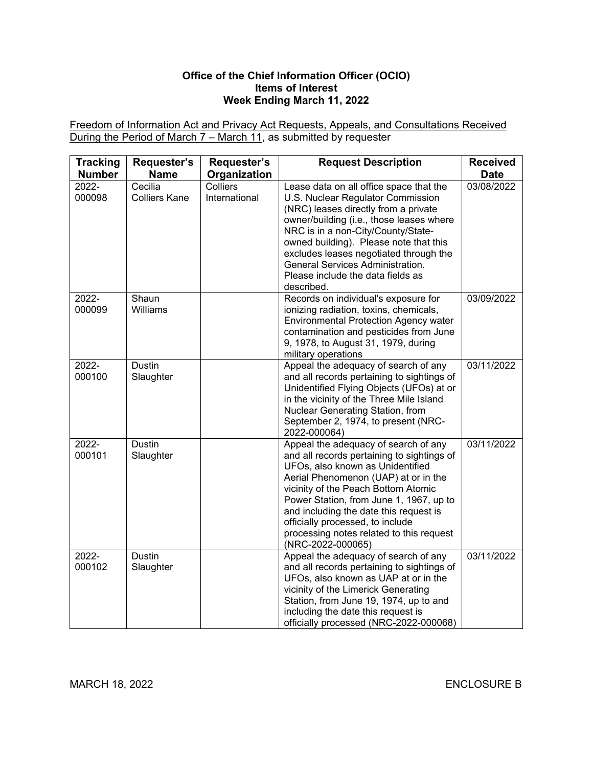**Office of the Chief Information Officer (OCIO)**
**Items of Interest**
**Week Ending March 11, 2022**

Freedom of Information Act and Privacy Act Requests, Appeals, and Consultations Received During the Period of March 7 – March 11, as submitted by requester

| Tracking Number | Requester's Name | Requester's Organization | Request Description | Received Date |
|---|---|---|---|---|
| 2022-000098 | Cecilia Colliers Kane | Colliers International | Lease data on all office space that the U.S. Nuclear Regulator Commission (NRC) leases directly from a private owner/building (i.e., those leases where NRC is in a non-City/County/State-owned building). Please note that this excludes leases negotiated through the General Services Administration. Please include the data fields as described. | 03/08/2022 |
| 2022-000099 | Shaun Williams | | Records on individual's exposure for ionizing radiation, toxins, chemicals, Environmental Protection Agency water contamination and pesticides from June 9, 1978, to August 31, 1979, during military operations | 03/09/2022 |
| 2022-000100 | Dustin Slaughter | | Appeal the adequacy of search of any and all records pertaining to sightings of Unidentified Flying Objects (UFOs) at or in the vicinity of the Three Mile Island Nuclear Generating Station, from September 2, 1974, to present (NRC-2022-000064) | 03/11/2022 |
| 2022-000101 | Dustin Slaughter | | Appeal the adequacy of search of any and all records pertaining to sightings of UFOs, also known as Unidentified Aerial Phenomenon (UAP) at or in the vicinity of the Peach Bottom Atomic Power Station, from June 1, 1967, up to and including the date this request is officially processed, to include processing notes related to this request (NRC-2022-000065) | 03/11/2022 |
| 2022-000102 | Dustin Slaughter | | Appeal the adequacy of search of any and all records pertaining to sightings of UFOs, also known as UAP at or in the vicinity of the Limerick Generating Station, from June 19, 1974, up to and including the date this request is officially processed (NRC-2022-000068) | 03/11/2022 |

MARCH 18, 2022 ENCLOSURE B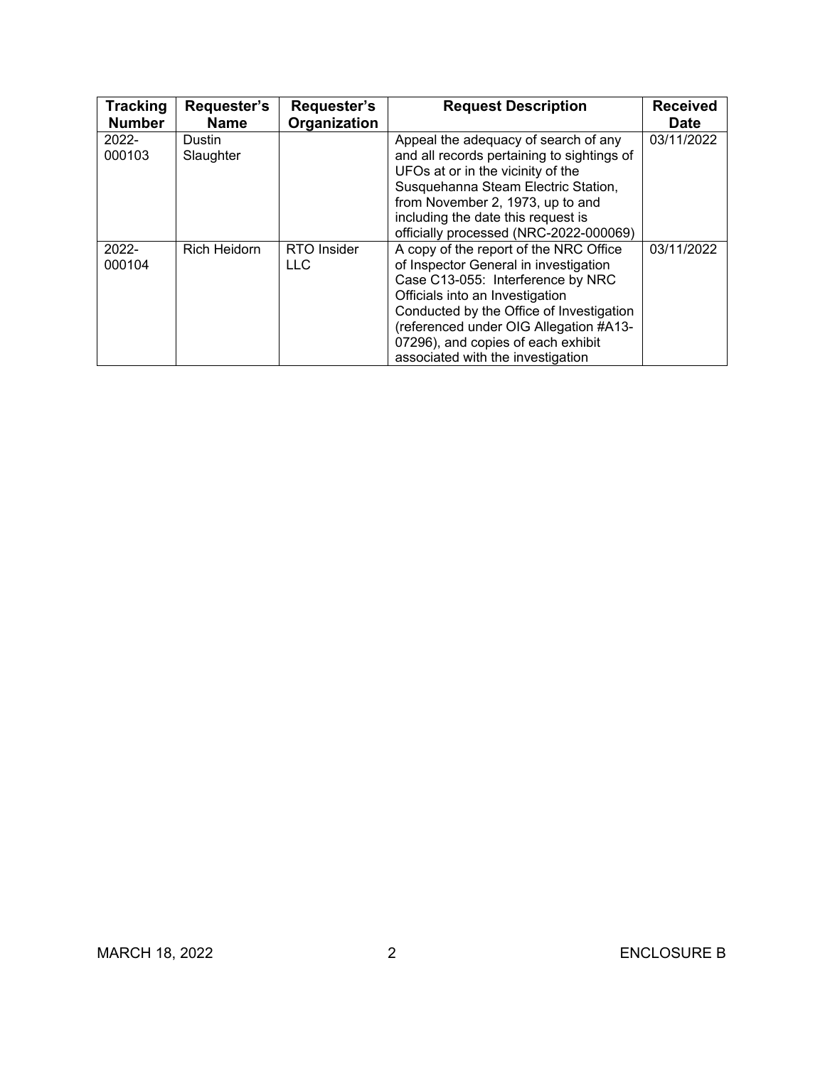| Tracking Number | Requester's Name | Requester's Organization | Request Description | Received Date |
|---|---|---|---|---|
| 2022-000103 | Dustin Slaughter | | Appeal the adequacy of search of any and all records pertaining to sightings of UFOs at or in the vicinity of the Susquehanna Steam Electric Station, from November 2, 1973, up to and including the date this request is officially processed (NRC-2022-000069) | 03/11/2022 |
| 2022-000104 | Rich Heidorn | RTO Insider LLC | A copy of the report of the NRC Office of Inspector General in investigation Case C13-055: Interference by NRC Officials into an Investigation Conducted by the Office of Investigation (referenced under OIG Allegation #A13-07296), and copies of each exhibit associated with the investigation | 03/11/2022 |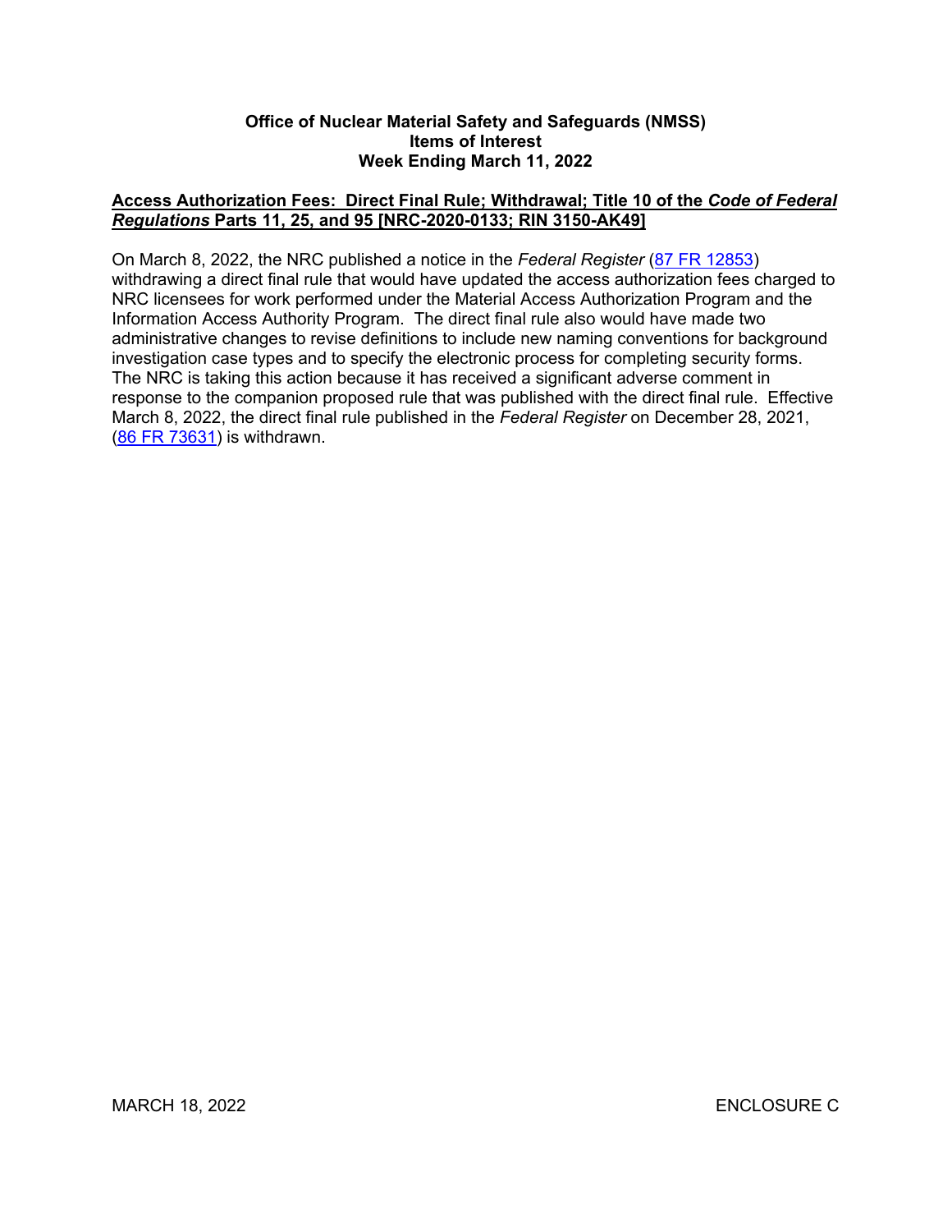**Office of Nuclear Material Safety and Safeguards (NMSS)**
**Items of Interest**
**Week Ending March 11, 2022**

## Access Authorization Fees: Direct Final Rule; Withdrawal; Title 10 of the *Code of Federal Regulations* Parts 11, 25, and 95 [NRC-2020-0133; RIN 3150-AK49]

On March 8, 2022, the NRC published a notice in the *Federal Register* (87 FR 12853) withdrawing a direct final rule that would have updated the access authorization fees charged to NRC licensees for work performed under the Material Access Authorization Program and the Information Access Authority Program. The direct final rule also would have made two administrative changes to revise definitions to include new naming conventions for background investigation case types and to specify the electronic process for completing security forms. The NRC is taking this action because it has received a significant adverse comment in response to the companion proposed rule that was published with the direct final rule. Effective March 8, 2022, the direct final rule published in the *Federal Register* on December 28, 2021, (86 FR 73631) is withdrawn.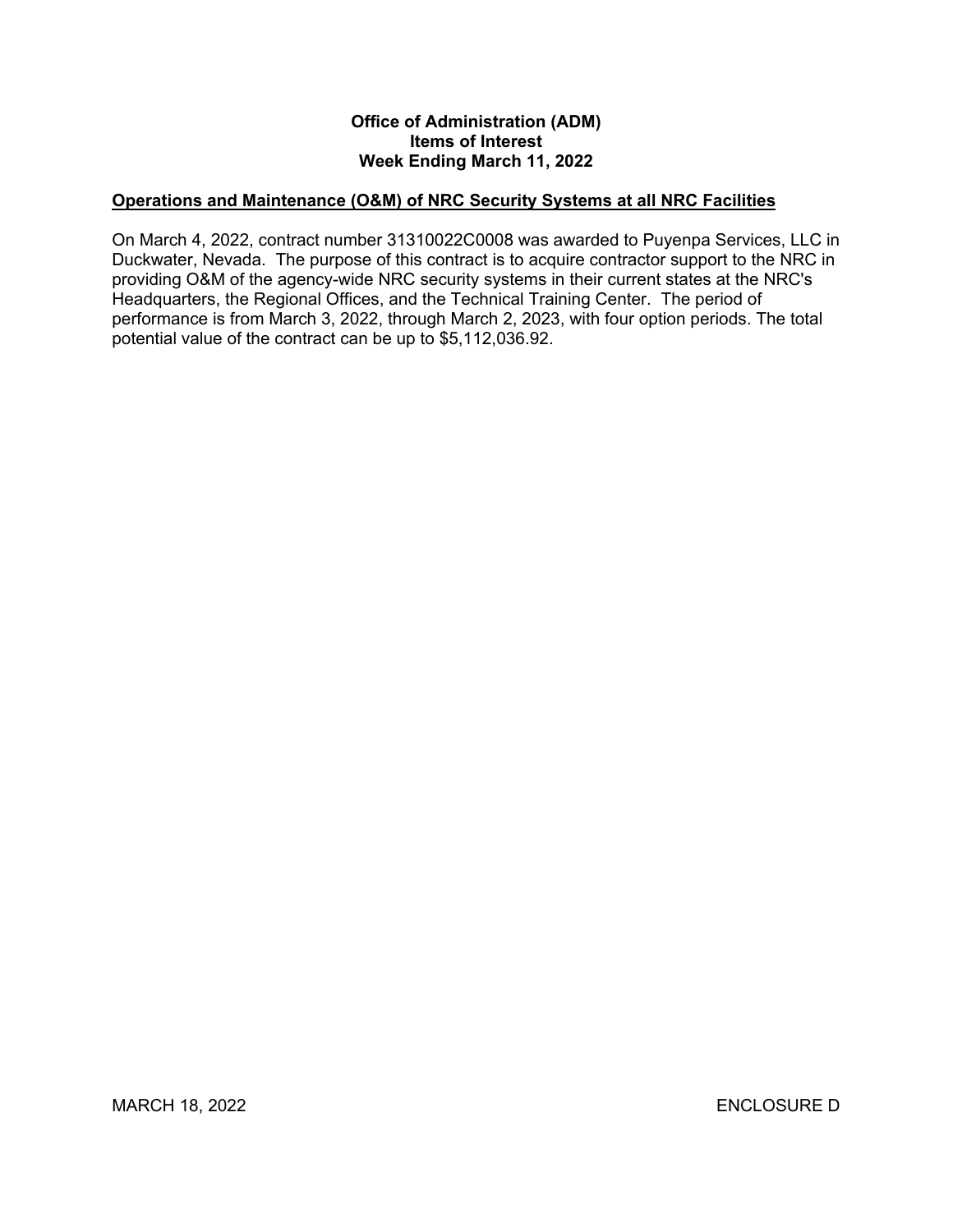**Office of Administration (ADM)**
**Items of Interest**
**Week Ending March 11, 2022**

**Operations and Maintenance (O&M) of NRC Security Systems at all NRC Facilities**

On March 4, 2022, contract number 31310022C0008 was awarded to Puyenpa Services, LLC in Duckwater, Nevada. The purpose of this contract is to acquire contractor support to the NRC in providing O&M of the agency-wide NRC security systems in their current states at the NRC's Headquarters, the Regional Offices, and the Technical Training Center. The period of performance is from March 3, 2022, through March 2, 2023, with four option periods. The total potential value of the contract can be up to $5,112,036.92.

MARCH 18, 2022 ENCLOSURE D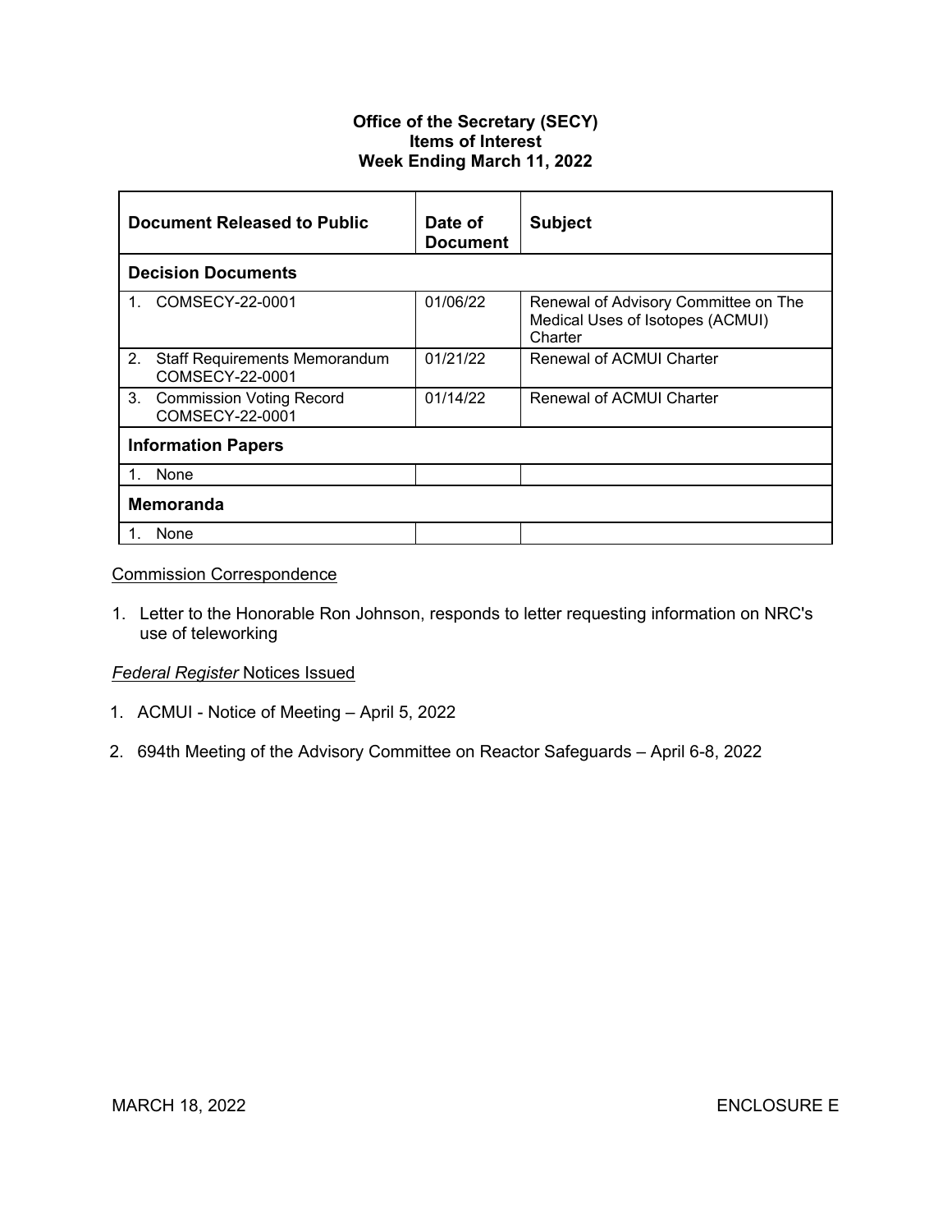**Office of the Secretary (SECY)**
**Items of Interest**
**Week Ending March 11, 2022**

| Document Released to Public | Date of Document | Subject |
|---|---|---|
| **Decision Documents** | | |
| 1. COMSECY-22-0001 | 01/06/22 | Renewal of Advisory Committee on The Medical Uses of Isotopes (ACMUI) Charter |
| 2. Staff Requirements Memorandum COMSECY-22-0001 | 01/21/22 | Renewal of ACMUI Charter |
| 3. Commission Voting Record COMSECY-22-0001 | 01/14/22 | Renewal of ACMUI Charter |
| **Information Papers** | | |
| 1. None | | |
| **Memoranda** | | |
| 1. None | | |

Commission Correspondence

1. Letter to the Honorable Ron Johnson, responds to letter requesting information on NRC's use of teleworking

*Federal Register* Notices Issued

1. ACMUI - Notice of Meeting – April 5, 2022
2. 694th Meeting of the Advisory Committee on Reactor Safeguards – April 6-8, 2022

MARCH 18, 2022 ENCLOSURE E